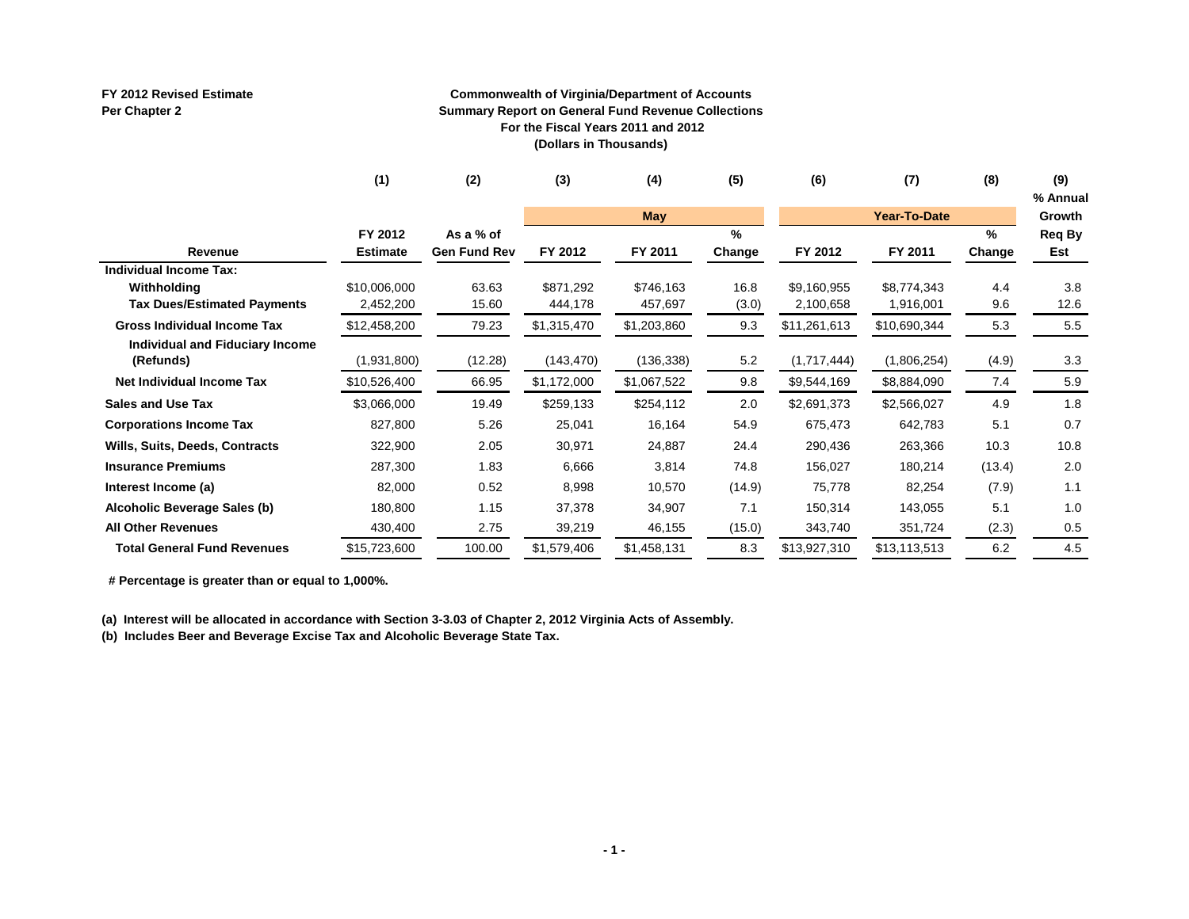FY 2012 Revised Estimate
Per Chapter 2

**Commonwealth of Virginia/Department of Accounts**
**Summary Report on General Fund Revenue Collections**
**For the Fiscal Years 2011 and 2012**
**(Dollars in Thousands)**

| | (1) | (2) | (3) | (4) | (5) | (6) | (7) | (8) | (9) |
|---|---|---|---|---|---|---|---|---|---|
| | | | May | | | Year-To-Date | | | % Annual Growth |
| Revenue | FY 2012 Estimate | As a % of Gen Fund Rev | FY 2012 | FY 2011 | % Change | FY 2012 | FY 2011 | % Change | Req By Est |
| **Individual Income Tax:** | | | | | | | | | |
| Withholding | $10,006,000 | 63.63 | $871,292 | $746,163 | 16.8 | $9,160,955 | $8,774,343 | 4.4 | 3.8 |
| Tax Dues/Estimated Payments | 2,452,200 | 15.60 | 444,178 | 457,697 | (3.0) | 2,100,658 | 1,916,001 | 9.6 | 12.6 |
| **Gross Individual Income Tax** | $12,458,200 | 79.23 | $1,315,470 | $1,203,860 | 9.3 | $11,261,613 | $10,690,344 | 5.3 | 5.5 |
| Individual and Fiduciary Income (Refunds) | (1,931,800) | (12.28) | (143,470) | (136,338) | 5.2 | (1,717,444) | (1,806,254) | (4.9) | 3.3 |
| **Net Individual Income Tax** | $10,526,400 | 66.95 | $1,172,000 | $1,067,522 | 9.8 | $9,544,169 | $8,884,090 | 7.4 | 5.9 |
| **Sales and Use Tax** | $3,066,000 | 19.49 | $259,133 | $254,112 | 2.0 | $2,691,373 | $2,566,027 | 4.9 | 1.8 |
| **Corporations Income Tax** | 827,800 | 5.26 | 25,041 | 16,164 | 54.9 | 675,473 | 642,783 | 5.1 | 0.7 |
| **Wills, Suits, Deeds, Contracts** | 322,900 | 2.05 | 30,971 | 24,887 | 24.4 | 290,436 | 263,366 | 10.3 | 10.8 |
| **Insurance Premiums** | 287,300 | 1.83 | 6,666 | 3,814 | 74.8 | 156,027 | 180,214 | (13.4) | 2.0 |
| **Interest Income (a)** | 82,000 | 0.52 | 8,998 | 10,570 | (14.9) | 75,778 | 82,254 | (7.9) | 1.1 |
| **Alcoholic Beverage Sales (b)** | 180,800 | 1.15 | 37,378 | 34,907 | 7.1 | 150,314 | 143,055 | 5.1 | 1.0 |
| **All Other Revenues** | 430,400 | 2.75 | 39,219 | 46,155 | (15.0) | 343,740 | 351,724 | (2.3) | 0.5 |
| **Total General Fund Revenues** | $15,723,600 | 100.00 | $1,579,406 | $1,458,131 | 8.3 | $13,927,310 | $13,113,513 | 6.2 | 4.5 |

# Percentage is greater than or equal to 1,000%.

(a) Interest will be allocated in accordance with Section 3-3.03 of Chapter 2, 2012 Virginia Acts of Assembly.

(b) Includes Beer and Beverage Excise Tax and Alcoholic Beverage State Tax.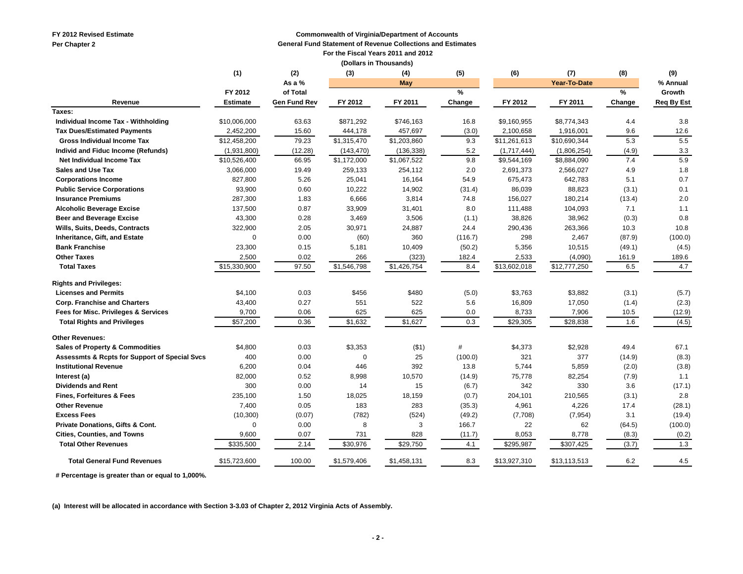FY 2012 Revised Estimate
Per Chapter 2

**Commonwealth of Virginia/Department of Accounts**
**General Fund Statement of Revenue Collections and Estimates**
**For the Fiscal Years 2011 and 2012**
**(Dollars in Thousands)**

| | (1) | (2) | (3) | (4) | (5) | (6) | (7) | (8) | (9) |
|---|---|---|---|---|---|---|---|---|---|
| | | As a % | May | | | Year-To-Date | | | % Annual |
| | FY 2012 | of Total | | | % | | | % | Growth |
| **Revenue** | **Estimate** | **Gen Fund Rev** | **FY 2012** | **FY 2011** | **Change** | **FY 2012** | **FY 2011** | **Change** | **Req By Est** |
| **Taxes:** | | | | | | | | | |
| **Individual Income Tax - Withholding** | $10,006,000 | 63.63 | $871,292 | $746,163 | 16.8 | $9,160,955 | $8,774,343 | 4.4 | 3.8 |
| **Tax Dues/Estimated Payments** | 2,452,200 | 15.60 | 444,178 | 457,697 | (3.0) | 2,100,658 | 1,916,001 | 9.6 | 12.6 |
| **Gross Individual Income Tax** | $12,458,200 | 79.23 | $1,315,470 | $1,203,860 | 9.3 | $11,261,613 | $10,690,344 | 5.3 | 5.5 |
| **Individ and Fiduc Income (Refunds)** | (1,931,800) | (12.28) | (143,470) | (136,338) | 5.2 | (1,717,444) | (1,806,254) | (4.9) | 3.3 |
| **Net Individual Income Tax** | $10,526,400 | 66.95 | $1,172,000 | $1,067,522 | 9.8 | $9,544,169 | $8,884,090 | 7.4 | 5.9 |
| **Sales and Use Tax** | 3,066,000 | 19.49 | 259,133 | 254,112 | 2.0 | 2,691,373 | 2,566,027 | 4.9 | 1.8 |
| **Corporations Income** | 827,800 | 5.26 | 25,041 | 16,164 | 54.9 | 675,473 | 642,783 | 5.1 | 0.7 |
| **Public Service Corporations** | 93,900 | 0.60 | 10,222 | 14,902 | (31.4) | 86,039 | 88,823 | (3.1) | 0.1 |
| **Insurance Premiums** | 287,300 | 1.83 | 6,666 | 3,814 | 74.8 | 156,027 | 180,214 | (13.4) | 2.0 |
| **Alcoholic Beverage Excise** | 137,500 | 0.87 | 33,909 | 31,401 | 8.0 | 111,488 | 104,093 | 7.1 | 1.1 |
| **Beer and Beverage Excise** | 43,300 | 0.28 | 3,469 | 3,506 | (1.1) | 38,826 | 38,962 | (0.3) | 0.8 |
| **Wills, Suits, Deeds, Contracts** | 322,900 | 2.05 | 30,971 | 24,887 | 24.4 | 290,436 | 263,366 | 10.3 | 10.8 |
| **Inheritance, Gift, and Estate** | 0 | 0.00 | (60) | 360 | (116.7) | 298 | 2,467 | (87.9) | (100.0) |
| **Bank Franchise** | 23,300 | 0.15 | 5,181 | 10,409 | (50.2) | 5,356 | 10,515 | (49.1) | (4.5) |
| **Other Taxes** | 2,500 | 0.02 | 266 | (323) | 182.4 | 2,533 | (4,090) | 161.9 | 189.6 |
| **Total Taxes** | $15,330,900 | 97.50 | $1,546,798 | $1,426,754 | 8.4 | $13,602,018 | $12,777,250 | 6.5 | 4.7 |
| **Rights and Privileges:** | | | | | | | | | |
| **Licenses and Permits** | $4,100 | 0.03 | $456 | $480 | (5.0) | $3,763 | $3,882 | (3.1) | (5.7) |
| **Corp. Franchise and Charters** | 43,400 | 0.27 | 551 | 522 | 5.6 | 16,809 | 17,050 | (1.4) | (2.3) |
| **Fees for Misc. Privileges & Services** | 9,700 | 0.06 | 625 | 625 | 0.0 | 8,733 | 7,906 | 10.5 | (12.9) |
| **Total Rights and Privileges** | $57,200 | 0.36 | $1,632 | $1,627 | 0.3 | $29,305 | $28,838 | 1.6 | (4.5) |
| **Other Revenues:** | | | | | | | | | |
| **Sales of Property & Commodities** | $4,800 | 0.03 | $3,353 | ($1) | # | $4,373 | $2,928 | 49.4 | 67.1 |
| **Assessmts & Rcpts for Support of Special Svcs** | 400 | 0.00 | 0 | 25 | (100.0) | 321 | 377 | (14.9) | (8.3) |
| **Institutional Revenue** | 6,200 | 0.04 | 446 | 392 | 13.8 | 5,744 | 5,859 | (2.0) | (3.8) |
| **Interest (a)** | 82,000 | 0.52 | 8,998 | 10,570 | (14.9) | 75,778 | 82,254 | (7.9) | 1.1 |
| **Dividends and Rent** | 300 | 0.00 | 14 | 15 | (6.7) | 342 | 330 | 3.6 | (17.1) |
| **Fines, Forfeitures & Fees** | 235,100 | 1.50 | 18,025 | 18,159 | (0.7) | 204,101 | 210,565 | (3.1) | 2.8 |
| **Other Revenue** | 7,400 | 0.05 | 183 | 283 | (35.3) | 4,961 | 4,226 | 17.4 | (28.1) |
| **Excess Fees** | (10,300) | (0.07) | (782) | (524) | (49.2) | (7,708) | (7,954) | 3.1 | (19.4) |
| **Private Donations, Gifts & Cont.** | 0 | 0.00 | 8 | 3 | 166.7 | 22 | 62 | (64.5) | (100.0) |
| **Cities, Counties, and Towns** | 9,600 | 0.07 | 731 | 828 | (11.7) | 8,053 | 8,778 | (8.3) | (0.2) |
| **Total Other Revenues** | $335,500 | 2.14 | $30,976 | $29,750 | 4.1 | $295,987 | $307,425 | (3.7) | 1.3 |
| **Total General Fund Revenues** | $15,723,600 | 100.00 | $1,579,406 | $1,458,131 | 8.3 | $13,927,310 | $13,113,513 | 6.2 | 4.5 |

**# Percentage is greater than or equal to 1,000%.**

**(a) Interest will be allocated in accordance with Section 3-3.03 of Chapter 2, 2012 Virginia Acts of Assembly.**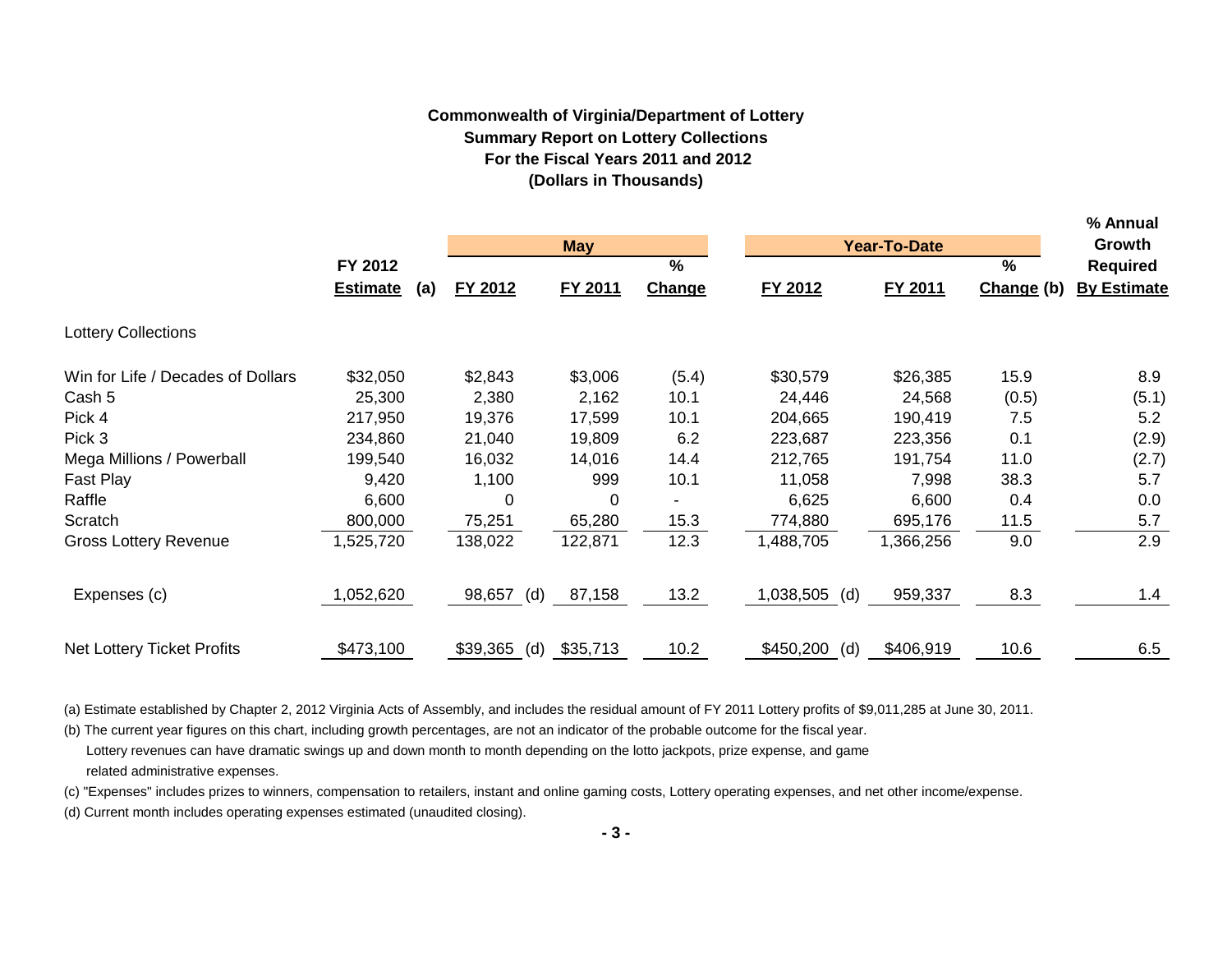**Commonwealth of Virginia/Department of Lottery**
**Summary Report on Lottery Collections**
**For the Fiscal Years 2011 and 2012**
**(Dollars in Thousands)**

| | FY 2012 Estimate (a) | May FY 2012 | May FY 2011 | May % Change | Year-To-Date FY 2012 | Year-To-Date FY 2011 | % Change (b) | % Annual Growth Required By Estimate |
|---|---|---|---|---|---|---|---|---|
| **Lottery Collections** | | | | | | | | |
| Win for Life / Decades of Dollars | $32,050 | $2,843 | $3,006 | (5.4) | $30,579 | $26,385 | 15.9 | 8.9 |
| Cash 5 | 25,300 | 2,380 | 2,162 | 10.1 | 24,446 | 24,568 | (0.5) | (5.1) |
| Pick 4 | 217,950 | 19,376 | 17,599 | 10.1 | 204,665 | 190,419 | 7.5 | 5.2 |
| Pick 3 | 234,860 | 21,040 | 19,809 | 6.2 | 223,687 | 223,356 | 0.1 | (2.9) |
| Mega Millions / Powerball | 199,540 | 16,032 | 14,016 | 14.4 | 212,765 | 191,754 | 11.0 | (2.7) |
| Fast Play | 9,420 | 1,100 | 999 | 10.1 | 11,058 | 7,998 | 38.3 | 5.7 |
| Raffle | 6,600 | 0 | 0 | - | 6,625 | 6,600 | 0.4 | 0.0 |
| Scratch | 800,000 | 75,251 | 65,280 | 15.3 | 774,880 | 695,176 | 11.5 | 5.7 |
| Gross Lottery Revenue | 1,525,720 | 138,022 | 122,871 | 12.3 | 1,488,705 | 1,366,256 | 9.0 | 2.9 |
| Expenses (c) | 1,052,620 | 98,657 (d) | 87,158 | 13.2 | 1,038,505 (d) | 959,337 | 8.3 | 1.4 |
| Net Lottery Ticket Profits | $473,100 | $39,365 (d) | $35,713 | 10.2 | $450,200 (d) | $406,919 | 10.6 | 6.5 |

(a) Estimate established by Chapter 2, 2012 Virginia Acts of Assembly, and includes the residual amount of FY 2011 Lottery profits of $9,011,285 at June 30, 2011.

(b) The current year figures on this chart, including growth percentages, are not an indicator of the probable outcome for the fiscal year. Lottery revenues can have dramatic swings up and down month to month depending on the lotto jackpots, prize expense, and game related administrative expenses.

(c) "Expenses" includes prizes to winners, compensation to retailers, instant and online gaming costs, Lottery operating expenses, and net other income/expense.

(d) Current month includes operating expenses estimated (unaudited closing).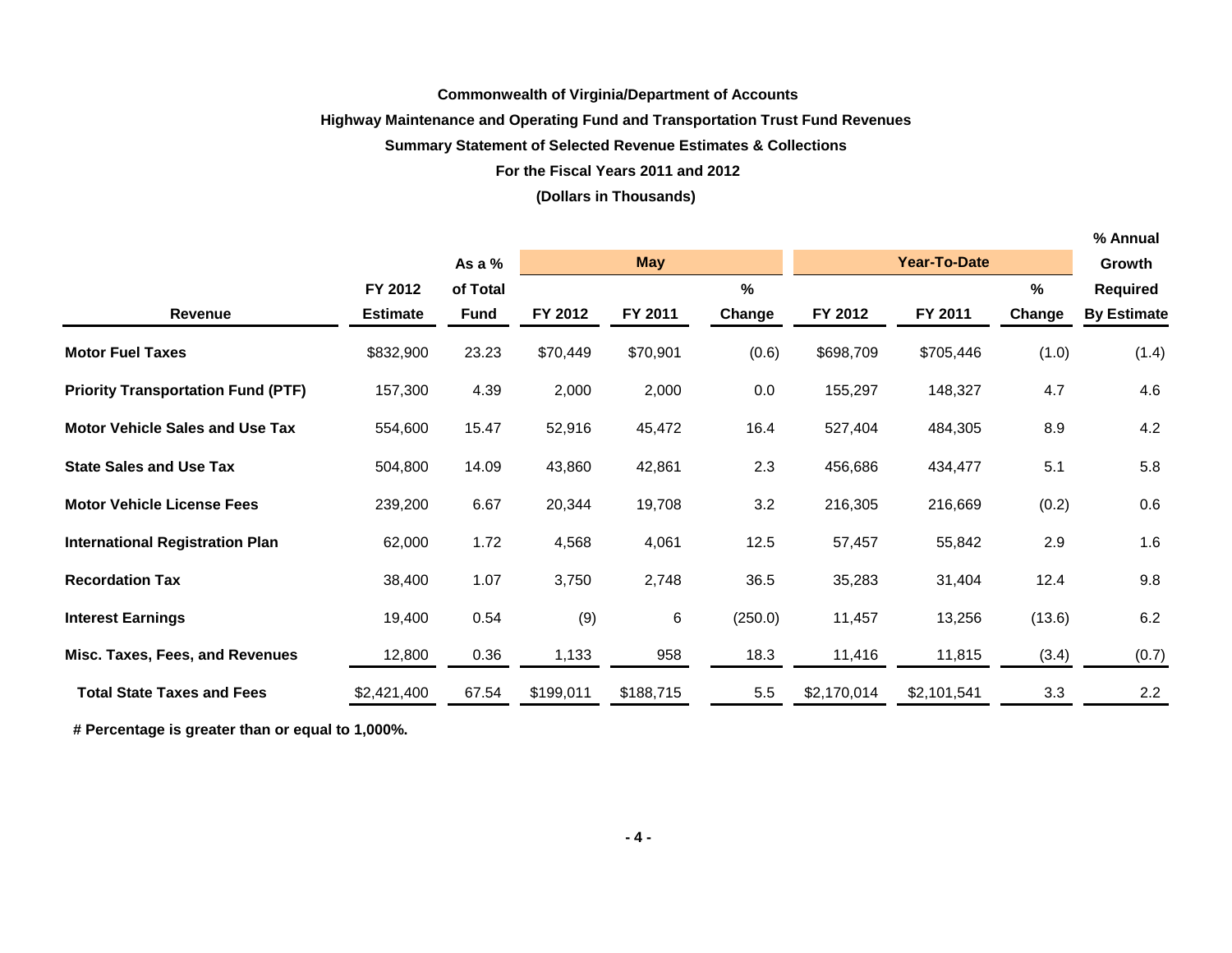**Commonwealth of Virginia/Department of Accounts**

**Highway Maintenance and Operating Fund and Transportation Trust Fund Revenues**

**Summary Statement of Selected Revenue Estimates & Collections**

**For the Fiscal Years 2011 and 2012**

**(Dollars in Thousands)**

| Revenue | FY 2012 Estimate | As a % of Total Fund | May | | | Year-To-Date | | | % Annual Growth Required By Estimate |
|---|---|---|---|---|---|---|---|---|---|
| | | | FY 2012 | FY 2011 | % Change | FY 2012 | FY 2011 | % Change | |
| **Motor Fuel Taxes** | $832,900 | 23.23 | $70,449 | $70,901 | (0.6) | $698,709 | $705,446 | (1.0) | (1.4) |
| **Priority Transportation Fund (PTF)** | 157,300 | 4.39 | 2,000 | 2,000 | 0.0 | 155,297 | 148,327 | 4.7 | 4.6 |
| **Motor Vehicle Sales and Use Tax** | 554,600 | 15.47 | 52,916 | 45,472 | 16.4 | 527,404 | 484,305 | 8.9 | 4.2 |
| **State Sales and Use Tax** | 504,800 | 14.09 | 43,860 | 42,861 | 2.3 | 456,686 | 434,477 | 5.1 | 5.8 |
| **Motor Vehicle License Fees** | 239,200 | 6.67 | 20,344 | 19,708 | 3.2 | 216,305 | 216,669 | (0.2) | 0.6 |
| **International Registration Plan** | 62,000 | 1.72 | 4,568 | 4,061 | 12.5 | 57,457 | 55,842 | 2.9 | 1.6 |
| **Recordation Tax** | 38,400 | 1.07 | 3,750 | 2,748 | 36.5 | 35,283 | 31,404 | 12.4 | 9.8 |
| **Interest Earnings** | 19,400 | 0.54 | (9) | 6 | (250.0) | 11,457 | 13,256 | (13.6) | 6.2 |
| **Misc. Taxes, Fees, and Revenues** | 12,800 | 0.36 | 1,133 | 958 | 18.3 | 11,416 | 11,815 | (3.4) | (0.7) |
| **Total State Taxes and Fees** | $2,421,400 | 67.54 | $199,011 | $188,715 | 5.5 | $2,170,014 | $2,101,541 | 3.3 | 2.2 |

**# Percentage is greater than or equal to 1,000%.**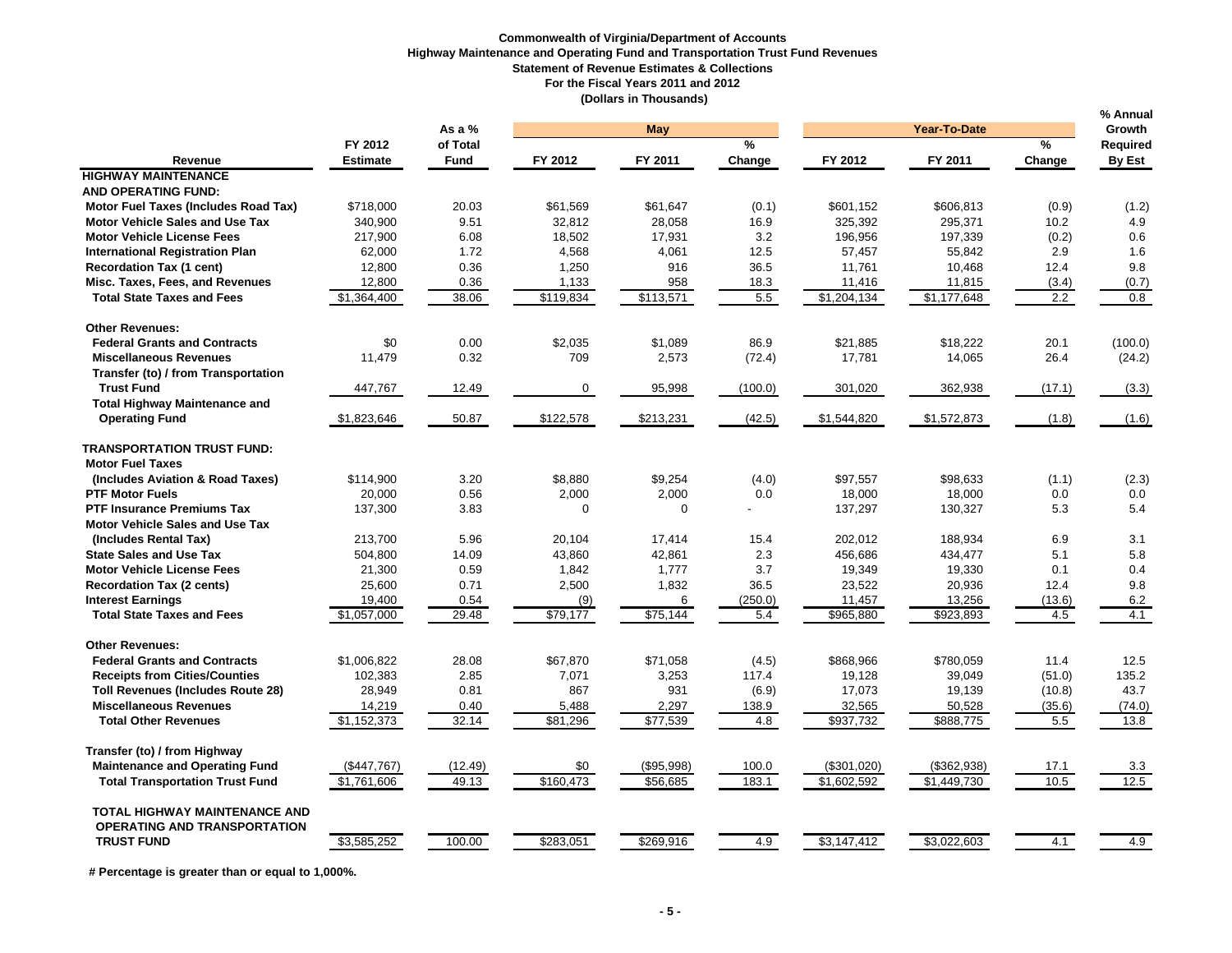**Commonwealth of Virginia/Department of Accounts**
**Highway Maintenance and Operating Fund and Transportation Trust Fund Revenues**
**Statement of Revenue Estimates & Collections**
**For the Fiscal Years 2011 and 2012**
**(Dollars in Thousands)**

| Revenue | FY 2012 Estimate | As a % of Total Fund | May FY 2012 | May FY 2011 | May % Change | Year-To-Date FY 2012 | Year-To-Date FY 2011 | Year-To-Date % Change | % Annual Growth Required By Est |
|---|---|---|---|---|---|---|---|---|---|
| **HIGHWAY MAINTENANCE AND OPERATING FUND:** | | | | | | | | | |
| **Motor Fuel Taxes (Includes Road Tax)** | $718,000 | 20.03 | $61,569 | $61,647 | (0.1) | $601,152 | $606,813 | (0.9) | (1.2) |
| **Motor Vehicle Sales and Use Tax** | 340,900 | 9.51 | 32,812 | 28,058 | 16.9 | 325,392 | 295,371 | 10.2 | 4.9 |
| **Motor Vehicle License Fees** | 217,900 | 6.08 | 18,502 | 17,931 | 3.2 | 196,956 | 197,339 | (0.2) | 0.6 |
| **International Registration Plan** | 62,000 | 1.72 | 4,568 | 4,061 | 12.5 | 57,457 | 55,842 | 2.9 | 1.6 |
| **Recordation Tax (1 cent)** | 12,800 | 0.36 | 1,250 | 916 | 36.5 | 11,761 | 10,468 | 12.4 | 9.8 |
| **Misc. Taxes, Fees, and Revenues** | 12,800 | 0.36 | 1,133 | 958 | 18.3 | 11,416 | 11,815 | (3.4) | (0.7) |
| **Total State Taxes and Fees** | $1,364,400 | 38.06 | $119,834 | $113,571 | 5.5 | $1,204,134 | $1,177,648 | 2.2 | 0.8 |
| **Other Revenues:** | | | | | | | | | |
| **Federal Grants and Contracts** | $0 | 0.00 | $2,035 | $1,089 | 86.9 | $21,885 | $18,222 | 20.1 | (100.0) |
| **Miscellaneous Revenues** | 11,479 | 0.32 | 709 | 2,573 | (72.4) | 17,781 | 14,065 | 26.4 | (24.2) |
| **Transfer (to) / from Transportation Trust Fund** | 447,767 | 12.49 | 0 | 95,998 | (100.0) | 301,020 | 362,938 | (17.1) | (3.3) |
| **Total Highway Maintenance and Operating Fund** | $1,823,646 | 50.87 | $122,578 | $213,231 | (42.5) | $1,544,820 | $1,572,873 | (1.8) | (1.6) |
| **TRANSPORTATION TRUST FUND:** | | | | | | | | | |
| **Motor Fuel Taxes (Includes Aviation & Road Taxes)** | $114,900 | 3.20 | $8,880 | $9,254 | (4.0) | $97,557 | $98,633 | (1.1) | (2.3) |
| **PTF Motor Fuels** | 20,000 | 0.56 | 2,000 | 2,000 | 0.0 | 18,000 | 18,000 | 0.0 | 0.0 |
| **PTF Insurance Premiums Tax** | 137,300 | 3.83 | 0 | 0 | - | 137,297 | 130,327 | 5.3 | 5.4 |
| **Motor Vehicle Sales and Use Tax (Includes Rental Tax)** | 213,700 | 5.96 | 20,104 | 17,414 | 15.4 | 202,012 | 188,934 | 6.9 | 3.1 |
| **State Sales and Use Tax** | 504,800 | 14.09 | 43,860 | 42,861 | 2.3 | 456,686 | 434,477 | 5.1 | 5.8 |
| **Motor Vehicle License Fees** | 21,300 | 0.59 | 1,842 | 1,777 | 3.7 | 19,349 | 19,330 | 0.1 | 0.4 |
| **Recordation Tax (2 cents)** | 25,600 | 0.71 | 2,500 | 1,832 | 36.5 | 23,522 | 20,936 | 12.4 | 9.8 |
| **Interest Earnings** | 19,400 | 0.54 | (9) | 6 | (250.0) | 11,457 | 13,256 | (13.6) | 6.2 |
| **Total State Taxes and Fees** | $1,057,000 | 29.48 | $79,177 | $75,144 | 5.4 | $965,880 | $923,893 | 4.5 | 4.1 |
| **Other Revenues:** | | | | | | | | | |
| **Federal Grants and Contracts** | $1,006,822 | 28.08 | $67,870 | $71,058 | (4.5) | $868,966 | $780,059 | 11.4 | 12.5 |
| **Receipts from Cities/Counties** | 102,383 | 2.85 | 7,071 | 3,253 | 117.4 | 19,128 | 39,049 | (51.0) | 135.2 |
| **Toll Revenues (Includes Route 28)** | 28,949 | 0.81 | 867 | 931 | (6.9) | 17,073 | 19,139 | (10.8) | 43.7 |
| **Miscellaneous Revenues** | 14,219 | 0.40 | 5,488 | 2,297 | 138.9 | 32,565 | 50,528 | (35.6) | (74.0) |
| **Total Other Revenues** | $1,152,373 | 32.14 | $81,296 | $77,539 | 4.8 | $937,732 | $888,775 | 5.5 | 13.8 |
| **Transfer (to) / from Highway Maintenance and Operating Fund** | ($447,767) | (12.49) | $0 | ($95,998) | 100.0 | ($301,020) | ($362,938) | 17.1 | 3.3 |
| **Total Transportation Trust Fund** | $1,761,606 | 49.13 | $160,473 | $56,685 | 183.1 | $1,602,592 | $1,449,730 | 10.5 | 12.5 |
| **TOTAL HIGHWAY MAINTENANCE AND OPERATING AND TRANSPORTATION TRUST FUND** | $3,585,252 | 100.00 | $283,051 | $269,916 | 4.9 | $3,147,412 | $3,022,603 | 4.1 | 4.9 |

**# Percentage is greater than or equal to 1,000%.**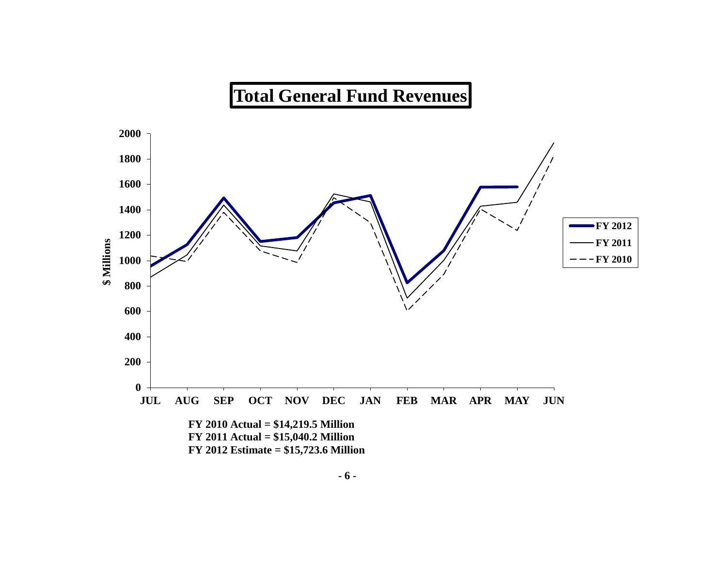# Total General Fund Revenues

**FY 2010 Actual = $14,219.5 Million**
**FY 2011 Actual = $15,040.2 Million**
**FY 2012 Estimate = $15,723.6 Million**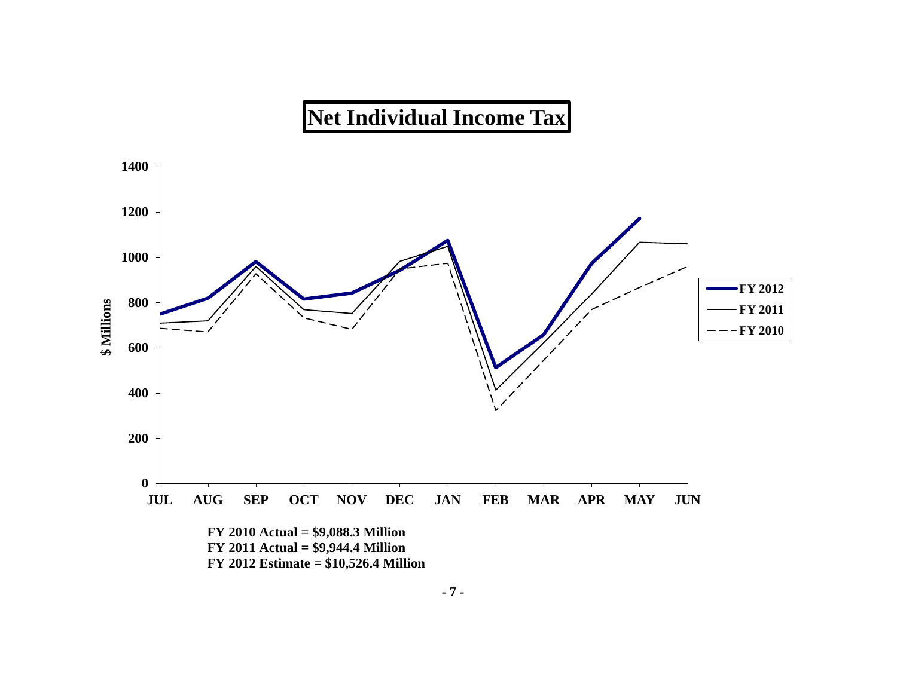# Net Individual Income Tax

**FY 2010 Actual = $9,088.3 Million**
**FY 2011 Actual = $9,944.4 Million**
**FY 2012 Estimate = $10,526.4 Million**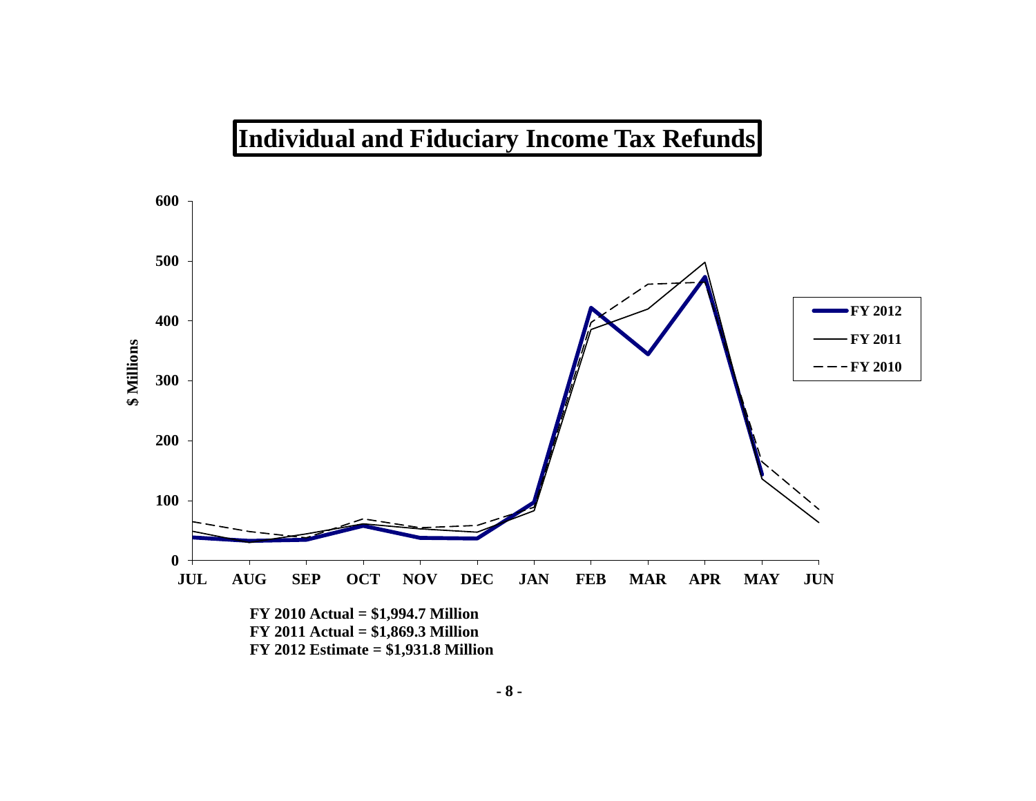# Individual and Fiduciary Income Tax Refunds

$ Millions

JUL AUG SEP OCT NOV DEC JAN FEB MAR APR MAY JUN

FY 2012
FY 2011
FY 2010

**FY 2010 Actual = $1,994.7 Million**
**FY 2011 Actual = $1,869.3 Million**
**FY 2012 Estimate = $1,931.8 Million**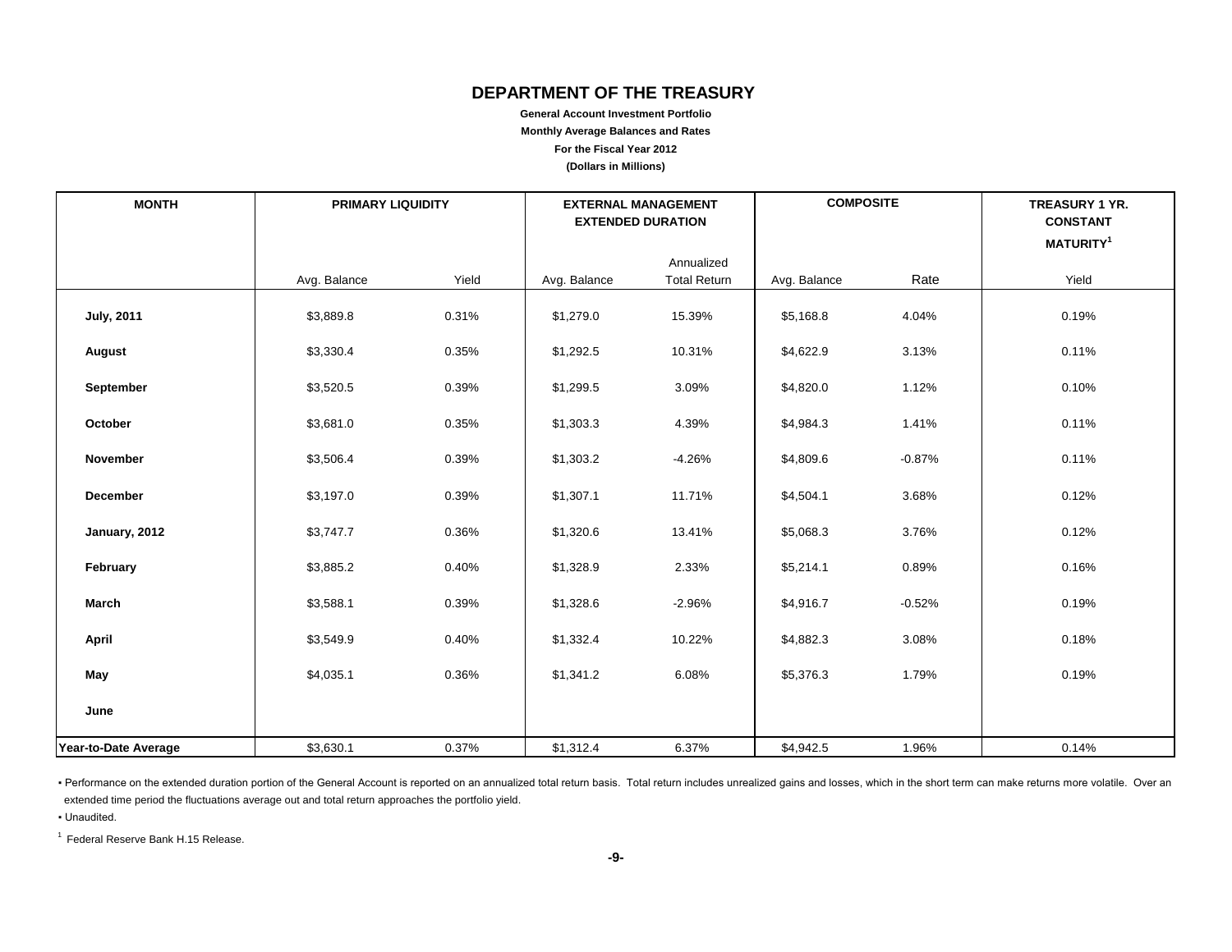# DEPARTMENT OF THE TREASURY

**General Account Investment Portfolio**

**Monthly Average Balances and Rates**

**For the Fiscal Year 2012**

**(Dollars in Millions)**

| MONTH | PRIMARY LIQUIDITY | | EXTERNAL MANAGEMENT EXTENDED DURATION | | COMPOSITE | | TREASURY 1 YR. CONSTANT MATURITY[1] |
|---|---|---|---|---|---|---|---|
| | Avg. Balance | Yield | Avg. Balance | Annualized Total Return | Avg. Balance | Rate | Yield |
| **July, 2011** | $3,889.8 | 0.31% | $1,279.0 | 15.39% | $5,168.8 | 4.04% | 0.19% |
| **August** | $3,330.4 | 0.35% | $1,292.5 | 10.31% | $4,622.9 | 3.13% | 0.11% |
| **September** | $3,520.5 | 0.39% | $1,299.5 | 3.09% | $4,820.0 | 1.12% | 0.10% |
| **October** | $3,681.0 | 0.35% | $1,303.3 | 4.39% | $4,984.3 | 1.41% | 0.11% |
| **November** | $3,506.4 | 0.39% | $1,303.2 | -4.26% | $4,809.6 | -0.87% | 0.11% |
| **December** | $3,197.0 | 0.39% | $1,307.1 | 11.71% | $4,504.1 | 3.68% | 0.12% |
| **January, 2012** | $3,747.7 | 0.36% | $1,320.6 | 13.41% | $5,068.3 | 3.76% | 0.12% |
| **February** | $3,885.2 | 0.40% | $1,328.9 | 2.33% | $5,214.1 | 0.89% | 0.16% |
| **March** | $3,588.1 | 0.39% | $1,328.6 | -2.96% | $4,916.7 | -0.52% | 0.19% |
| **April** | $3,549.9 | 0.40% | $1,332.4 | 10.22% | $4,882.3 | 3.08% | 0.18% |
| **May** | $4,035.1 | 0.36% | $1,341.2 | 6.08% | $5,376.3 | 1.79% | 0.19% |
| **June** | | | | | | | |
| **Year-to-Date Average** | $3,630.1 | 0.37% | $1,312.4 | 6.37% | $4,942.5 | 1.96% | 0.14% |

- Performance on the extended duration portion of the General Account is reported on an annualized total return basis. Total return includes unrealized gains and losses, which in the short term can make returns more volatile. Over an extended time period the fluctuations average out and total return approaches the portfolio yield.
- Unaudited.

[1] Federal Reserve Bank H.15 Release.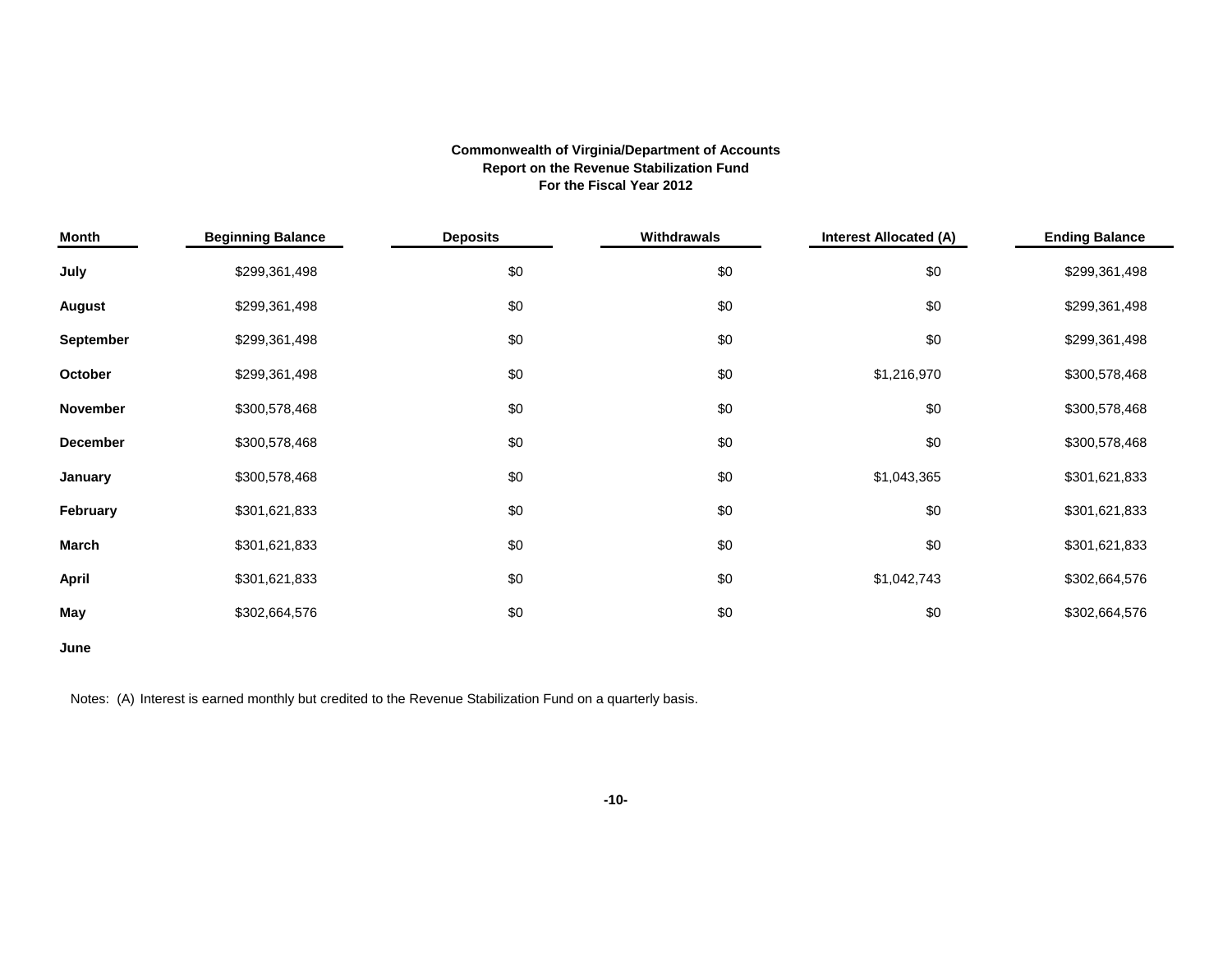**Commonwealth of Virginia/Department of Accounts**
**Report on the Revenue Stabilization Fund**
**For the Fiscal Year 2012**

| Month | Beginning Balance | Deposits | Withdrawals | Interest Allocated (A) | Ending Balance |
|---|---|---|---|---|---|
| **July** | $299,361,498 | $0 | $0 | $0 | $299,361,498 |
| **August** | $299,361,498 | $0 | $0 | $0 | $299,361,498 |
| **September** | $299,361,498 | $0 | $0 | $0 | $299,361,498 |
| **October** | $299,361,498 | $0 | $0 | $1,216,970 | $300,578,468 |
| **November** | $300,578,468 | $0 | $0 | $0 | $300,578,468 |
| **December** | $300,578,468 | $0 | $0 | $0 | $300,578,468 |
| **January** | $300,578,468 | $0 | $0 | $1,043,365 | $301,621,833 |
| **February** | $301,621,833 | $0 | $0 | $0 | $301,621,833 |
| **March** | $301,621,833 | $0 | $0 | $0 | $301,621,833 |
| **April** | $301,621,833 | $0 | $0 | $1,042,743 | $302,664,576 |
| **May** | $302,664,576 | $0 | $0 | $0 | $302,664,576 |
| **June** | | | | | |

Notes: (A) Interest is earned monthly but credited to the Revenue Stabilization Fund on a quarterly basis.